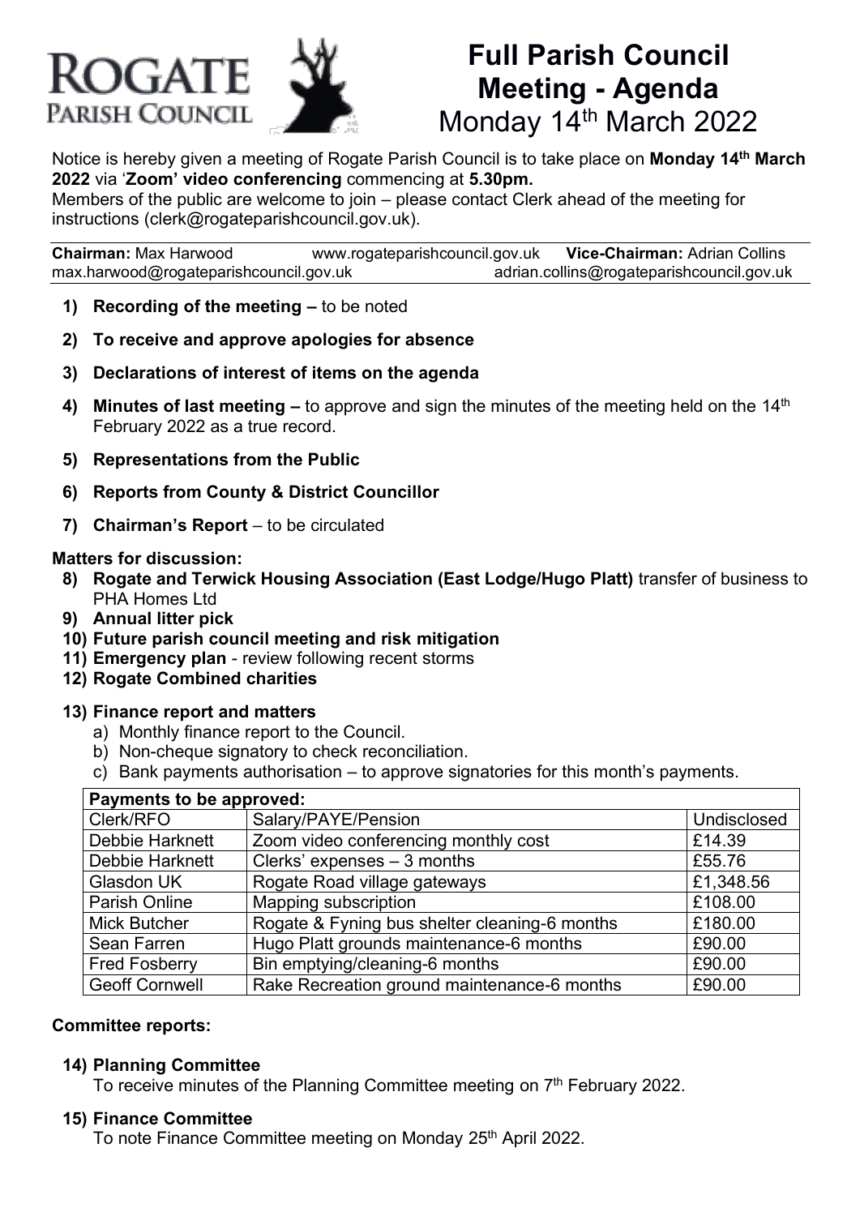ROGATE
PARISH COUNCIL

# Full Parish Council Meeting - Agenda
## Monday 14th March 2022

Notice is hereby given a meeting of Rogate Parish Council is to take place on **Monday 14th March 2022** via '**Zoom' video conferencing** commencing at **5.30pm.**
Members of the public are welcome to join – please contact Clerk ahead of the meeting for instructions (clerk@rogateparishcouncil.gov.uk).

**Chairman:** Max Harwood www.rogateparishcouncil.gov.uk **Vice-Chairman:** Adrian Collins
max.harwood@rogateparishcouncil.gov.uk adrian.collins@rogateparishcouncil.gov.uk

1) **Recording of the meeting –** to be noted
2) **To receive and approve apologies for absence**
3) **Declarations of interest of items on the agenda**
4) **Minutes of last meeting –** to approve and sign the minutes of the meeting held on the 14th February 2022 as a true record.
5) **Representations from the Public**
6) **Reports from County & District Councillor**
7) **Chairman's Report** – to be circulated

**Matters for discussion:**

8) **Rogate and Terwick Housing Association (East Lodge/Hugo Platt)** transfer of business to PHA Homes Ltd
9) **Annual litter pick**
10) **Future parish council meeting and risk mitigation**
11) **Emergency plan** - review following recent storms
12) **Rogate Combined charities**
13) **Finance report and matters**
    a) Monthly finance report to the Council.
    b) Non-cheque signatory to check reconciliation.
    c) Bank payments authorisation – to approve signatories for this month's payments.

| **Payments to be approved:** | | |
|---|---|---|
| Clerk/RFO | Salary/PAYE/Pension | Undisclosed |
| Debbie Harknett | Zoom video conferencing monthly cost | £14.39 |
| Debbie Harknett | Clerks' expenses – 3 months | £55.76 |
| Glasdon UK | Rogate Road village gateways | £1,348.56 |
| Parish Online | Mapping subscription | £108.00 |
| Mick Butcher | Rogate & Fyning bus shelter cleaning-6 months | £180.00 |
| Sean Farren | Hugo Platt grounds maintenance-6 months | £90.00 |
| Fred Fosberry | Bin emptying/cleaning-6 months | £90.00 |
| Geoff Cornwell | Rake Recreation ground maintenance-6 months | £90.00 |

**Committee reports:**

14) **Planning Committee**
    To receive minutes of the Planning Committee meeting on 7th February 2022.
15) **Finance Committee**
    To note Finance Committee meeting on Monday 25th April 2022.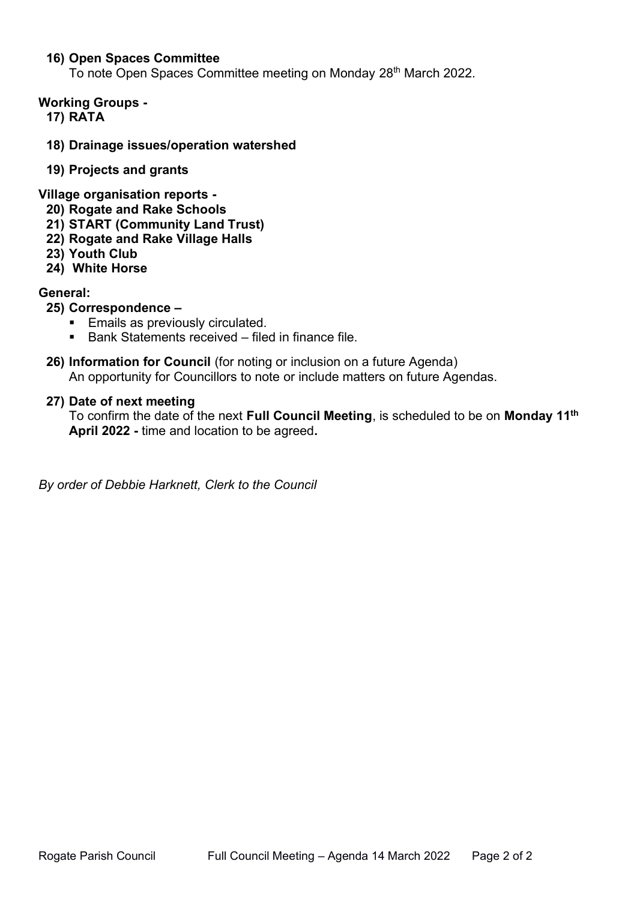**16) Open Spaces Committee**

To note Open Spaces Committee meeting on Monday 28th March 2022.

**Working Groups -**

**17) RATA**

**18) Drainage issues/operation watershed**

**19) Projects and grants**

**Village organisation reports -**

**20) Rogate and Rake Schools**

**21) START (Community Land Trust)**

**22) Rogate and Rake Village Halls**

**23) Youth Club**

**24) White Horse**

**General:**

**25) Correspondence –**

- Emails as previously circulated.
- Bank Statements received – filed in finance file.

**26) Information for Council** (for noting or inclusion on a future Agenda)

An opportunity for Councillors to note or include matters on future Agendas.

**27) Date of next meeting**

To confirm the date of the next **Full Council Meeting**, is scheduled to be on **Monday 11th April 2022 -** time and location to be agreed**.**

*By order of Debbie Harknett, Clerk to the Council*